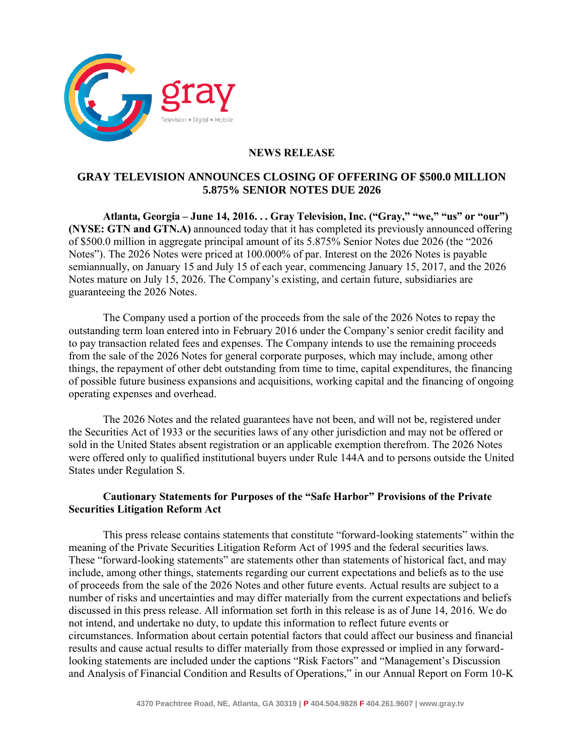gray
Television • Digital • Mobile

**NEWS RELEASE**

# GRAY TELEVISION ANNOUNCES CLOSING OF OFFERING OF $500.0 MILLION 5.875% SENIOR NOTES DUE 2026

**Atlanta, Georgia – June 14, 2016. . . Gray Television, Inc. ("Gray," "we," "us" or "our") (NYSE: GTN and GTN.A)** announced today that it has completed its previously announced offering of $500.0 million in aggregate principal amount of its 5.875% Senior Notes due 2026 (the "2026 Notes"). The 2026 Notes were priced at 100.000% of par. Interest on the 2026 Notes is payable semiannually, on January 15 and July 15 of each year, commencing January 15, 2017, and the 2026 Notes mature on July 15, 2026. The Company's existing, and certain future, subsidiaries are guaranteeing the 2026 Notes.

The Company used a portion of the proceeds from the sale of the 2026 Notes to repay the outstanding term loan entered into in February 2016 under the Company's senior credit facility and to pay transaction related fees and expenses. The Company intends to use the remaining proceeds from the sale of the 2026 Notes for general corporate purposes, which may include, among other things, the repayment of other debt outstanding from time to time, capital expenditures, the financing of possible future business expansions and acquisitions, working capital and the financing of ongoing operating expenses and overhead.

The 2026 Notes and the related guarantees have not been, and will not be, registered under the Securities Act of 1933 or the securities laws of any other jurisdiction and may not be offered or sold in the United States absent registration or an applicable exemption therefrom. The 2026 Notes were offered only to qualified institutional buyers under Rule 144A and to persons outside the United States under Regulation S.

**Cautionary Statements for Purposes of the "Safe Harbor" Provisions of the Private Securities Litigation Reform Act**

This press release contains statements that constitute "forward-looking statements" within the meaning of the Private Securities Litigation Reform Act of 1995 and the federal securities laws. These "forward-looking statements" are statements other than statements of historical fact, and may include, among other things, statements regarding our current expectations and beliefs as to the use of proceeds from the sale of the 2026 Notes and other future events. Actual results are subject to a number of risks and uncertainties and may differ materially from the current expectations and beliefs discussed in this press release. All information set forth in this release is as of June 14, 2016. We do not intend, and undertake no duty, to update this information to reflect future events or circumstances. Information about certain potential factors that could affect our business and financial results and cause actual results to differ materially from those expressed or implied in any forward-looking statements are included under the captions "Risk Factors" and "Management's Discussion and Analysis of Financial Condition and Results of Operations," in our Annual Report on Form 10-K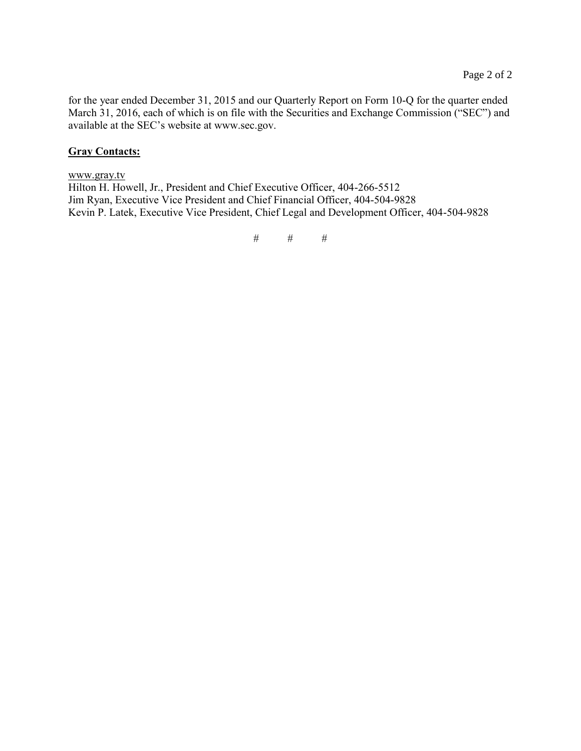for the year ended December 31, 2015 and our Quarterly Report on Form 10-Q for the quarter ended March 31, 2016, each of which is on file with the Securities and Exchange Commission ("SEC") and available at the SEC's website at www.sec.gov.

**Gray Contacts:**

www.gray.tv
Hilton H. Howell, Jr., President and Chief Executive Officer, 404-266-5512
Jim Ryan, Executive Vice President and Chief Financial Officer, 404-504-9828
Kevin P. Latek, Executive Vice President, Chief Legal and Development Officer, 404-504-9828

# # #